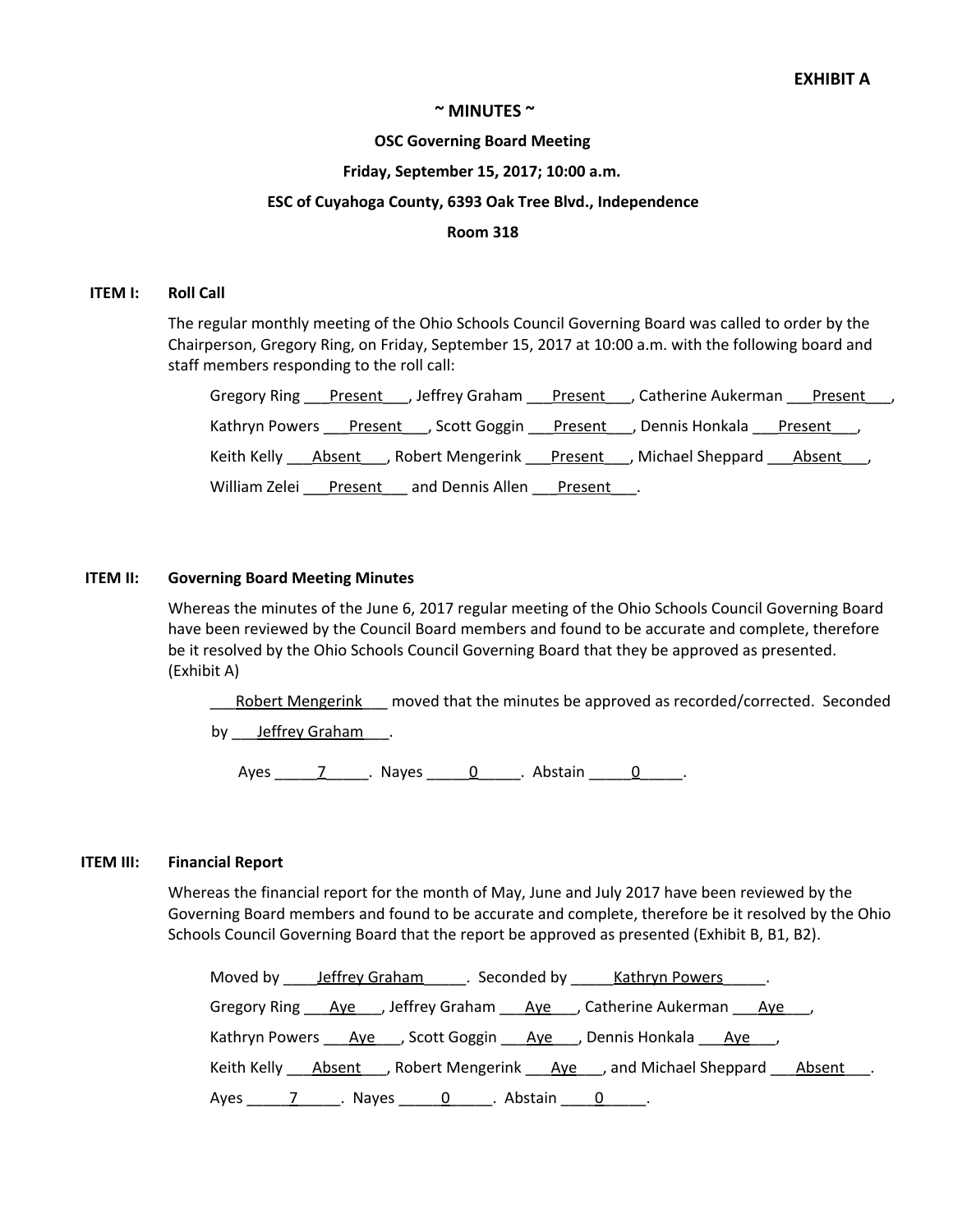**EXHIBIT A**

# ~ MINUTES ~

**OSC Governing Board Meeting**

**Friday, September 15, 2017; 10:00 a.m.**

**ESC of Cuyahoga County, 6393 Oak Tree Blvd., Independence**

**Room 318**

## ITEM I: Roll Call

The regular monthly meeting of the Ohio Schools Council Governing Board was called to order by the Chairperson, Gregory Ring, on Friday, September 15, 2017 at 10:00 a.m. with the following board and staff members responding to the roll call:

Gregory Ring ___Present___, Jeffrey Graham ___Present___, Catherine Aukerman ___Present___,
Kathryn Powers ___Present___, Scott Goggin ___Present___, Dennis Honkala ___Present___,
Keith Kelly ___Absent___, Robert Mengerink ___Present___, Michael Sheppard ___Absent___,
William Zelei ___Present___ and Dennis Allen ___Present___.

## ITEM II: Governing Board Meeting Minutes

Whereas the minutes of the June 6, 2017 regular meeting of the Ohio Schools Council Governing Board have been reviewed by the Council Board members and found to be accurate and complete, therefore be it resolved by the Ohio Schools Council Governing Board that they be approved as presented. (Exhibit A)

___Robert Mengerink___ moved that the minutes be approved as recorded/corrected. Seconded by ___Jeffrey Graham___.

Ayes _____7_____. Nayes _____0_____. Abstain _____0_____.

## ITEM III: Financial Report

Whereas the financial report for the month of May, June and July 2017 have been reviewed by the Governing Board members and found to be accurate and complete, therefore be it resolved by the Ohio Schools Council Governing Board that the report be approved as presented (Exhibit B, B1, B2).

Moved by ____Jeffrey Graham_____. Seconded by _____Kathryn Powers_____.
Gregory Ring ___Aye___, Jeffrey Graham ___Aye___, Catherine Aukerman ___Aye___,
Kathryn Powers ___Aye___, Scott Goggin ___Aye___, Dennis Honkala ___Aye___,
Keith Kelly ___Absent___, Robert Mengerink ___Aye___, and Michael Sheppard ___Absent___.
Ayes _____7_____. Nayes _____0_____. Abstain ____0_____.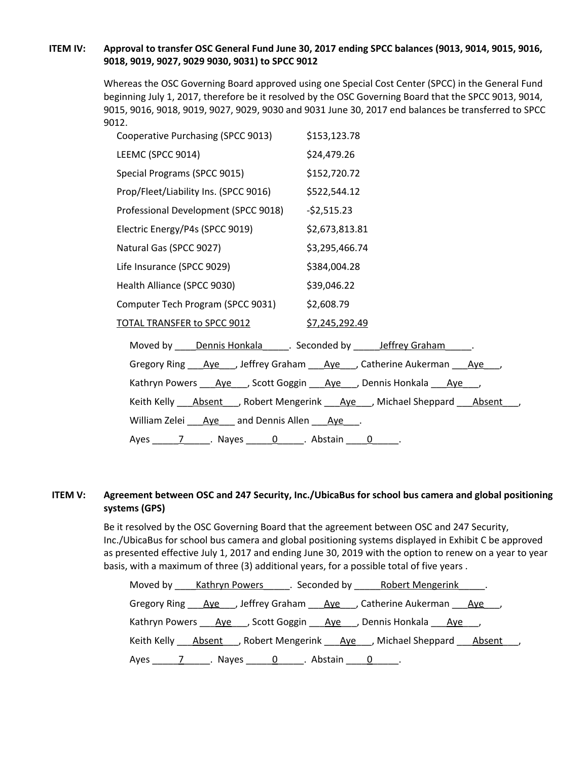**ITEM IV: Approval to transfer OSC General Fund June 30, 2017 ending SPCC balances (9013, 9014, 9015, 9016, 9018, 9019, 9027, 9029 9030, 9031) to SPCC 9012**

Whereas the OSC Governing Board approved using one Special Cost Center (SPCC) in the General Fund beginning July 1, 2017, therefore be it resolved by the OSC Governing Board that the SPCC 9013, 9014, 9015, 9016, 9018, 9019, 9027, 9029, 9030 and 9031 June 30, 2017 end balances be transferred to SPCC 9012.

| | |
|---|---|
| Cooperative Purchasing (SPCC 9013) | $153,123.78 |
| LEEMC (SPCC 9014) | $24,479.26 |
| Special Programs (SPCC 9015) | $152,720.72 |
| Prop/Fleet/Liability Ins. (SPCC 9016) | $522,544.12 |
| Professional Development (SPCC 9018) | -$2,515.23 |
| Electric Energy/P4s (SPCC 9019) | $2,673,813.81 |
| Natural Gas (SPCC 9027) | $3,295,466.74 |
| Life Insurance (SPCC 9029) | $384,004.28 |
| Health Alliance (SPCC 9030) | $39,046.22 |
| Computer Tech Program (SPCC 9031) | $2,608.79 |
| TOTAL TRANSFER to SPCC 9012 | $7,245,292.49 |

Moved by Dennis Honkala. Seconded by Jeffrey Graham.

Gregory Ring Aye, Jeffrey Graham Aye, Catherine Aukerman Aye,

Kathryn Powers Aye, Scott Goggin Aye, Dennis Honkala Aye,

Keith Kelly Absent, Robert Mengerink Aye, Michael Sheppard Absent,

William Zelei Aye and Dennis Allen Aye.

Ayes 7. Nayes 0. Abstain 0.

**ITEM V: Agreement between OSC and 247 Security, Inc./UbicaBus for school bus camera and global positioning systems (GPS)**

Be it resolved by the OSC Governing Board that the agreement between OSC and 247 Security, Inc./UbicaBus for school bus camera and global positioning systems displayed in Exhibit C be approved as presented effective July 1, 2017 and ending June 30, 2019 with the option to renew on a year to year basis, with a maximum of three (3) additional years, for a possible total of five years .

Moved by Kathryn Powers. Seconded by Robert Mengerink.

Gregory Ring Aye, Jeffrey Graham Aye, Catherine Aukerman Aye,

Kathryn Powers Aye, Scott Goggin Aye, Dennis Honkala Aye,

Keith Kelly Absent, Robert Mengerink Aye, Michael Sheppard Absent,

Ayes 7. Nayes 0. Abstain 0.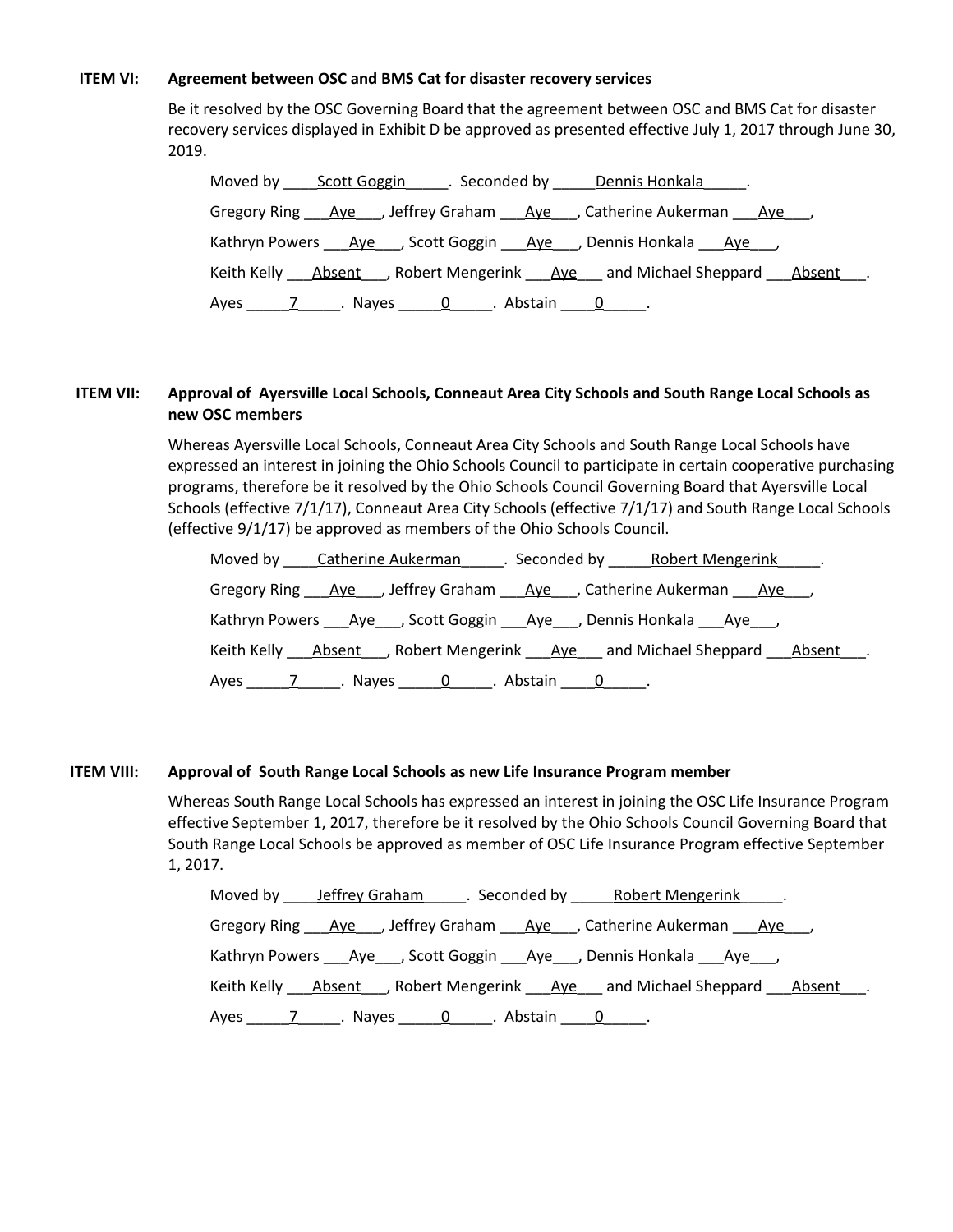**ITEM VI: Agreement between OSC and BMS Cat for disaster recovery services**

Be it resolved by the OSC Governing Board that the agreement between OSC and BMS Cat for disaster recovery services displayed in Exhibit D be approved as presented effective July 1, 2017 through June 30, 2019.

Moved by ____Scott Goggin_____. Seconded by _____Dennis Honkala_____.

Gregory Ring ___Aye___, Jeffrey Graham ___Aye___, Catherine Aukerman ___Aye___,

Kathryn Powers ___Aye___, Scott Goggin ___Aye___, Dennis Honkala ___Aye___,

Keith Kelly ___Absent___, Robert Mengerink ___Aye___ and Michael Sheppard ___Absent___.

Ayes _____7_____. Nayes _____0_____. Abstain ____0_____.

**ITEM VII: Approval of Ayersville Local Schools, Conneaut Area City Schools and South Range Local Schools as new OSC members**

Whereas Ayersville Local Schools, Conneaut Area City Schools and South Range Local Schools have expressed an interest in joining the Ohio Schools Council to participate in certain cooperative purchasing programs, therefore be it resolved by the Ohio Schools Council Governing Board that Ayersville Local Schools (effective 7/1/17), Conneaut Area City Schools (effective 7/1/17) and South Range Local Schools (effective 9/1/17) be approved as members of the Ohio Schools Council.

Moved by ____Catherine Aukerman_____. Seconded by _____Robert Mengerink_____.

Gregory Ring ___Aye___, Jeffrey Graham ___Aye___, Catherine Aukerman ___Aye___,

Kathryn Powers ___Aye___, Scott Goggin ___Aye___, Dennis Honkala ___Aye___,

Keith Kelly ___Absent___, Robert Mengerink ___Aye___ and Michael Sheppard ___Absent___.

Ayes _____7_____. Nayes _____0_____. Abstain ____0_____.

**ITEM VIII: Approval of South Range Local Schools as new Life Insurance Program member**

Whereas South Range Local Schools has expressed an interest in joining the OSC Life Insurance Program effective September 1, 2017, therefore be it resolved by the Ohio Schools Council Governing Board that South Range Local Schools be approved as member of OSC Life Insurance Program effective September 1, 2017.

Moved by ____Jeffrey Graham_____. Seconded by _____Robert Mengerink_____.

Gregory Ring ___Aye___, Jeffrey Graham ___Aye___, Catherine Aukerman ___Aye___,

Kathryn Powers ___Aye___, Scott Goggin ___Aye___, Dennis Honkala ___Aye___,

Keith Kelly ___Absent___, Robert Mengerink ___Aye___ and Michael Sheppard ___Absent___.

Ayes _____7_____. Nayes _____0_____. Abstain ____0_____.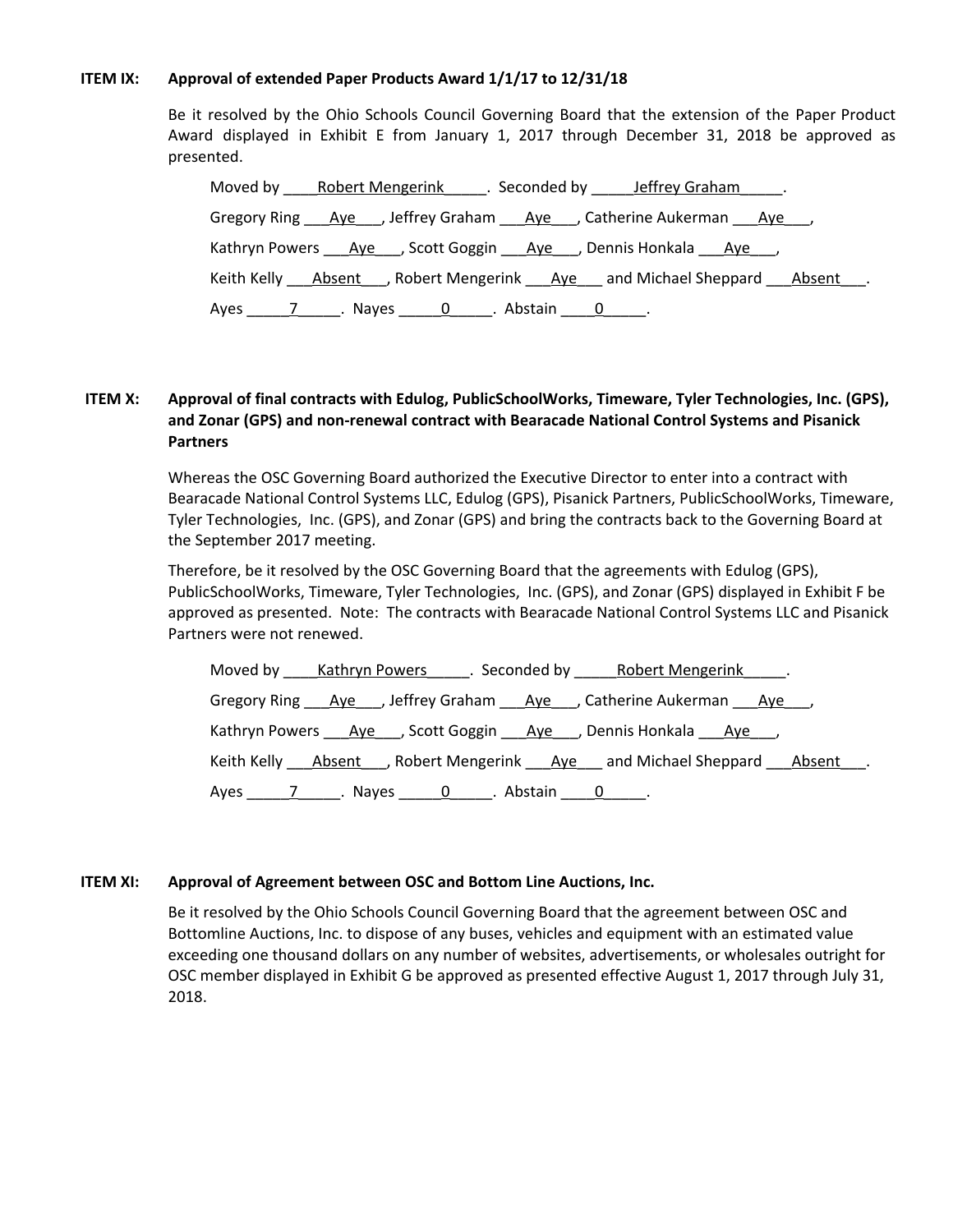**ITEM IX: Approval of extended Paper Products Award 1/1/17 to 12/31/18**

Be it resolved by the Ohio Schools Council Governing Board that the extension of the Paper Product Award displayed in Exhibit E from January 1, 2017 through December 31, 2018 be approved as presented.

Moved by ____Robert Mengerink_____. Seconded by _____Jeffrey Graham_____.

Gregory Ring ___Aye___, Jeffrey Graham ___Aye___, Catherine Aukerman ___Aye___,

Kathryn Powers ___Aye___, Scott Goggin ___Aye___, Dennis Honkala ___Aye___,

Keith Kelly ___Absent___, Robert Mengerink ___Aye___ and Michael Sheppard ___Absent___.

Ayes _____7_____. Nayes _____0_____. Abstain ____0_____.

**ITEM X: Approval of final contracts with Edulog, PublicSchoolWorks, Timeware, Tyler Technologies, Inc. (GPS), and Zonar (GPS) and non-renewal contract with Bearacade National Control Systems and Pisanick Partners**

Whereas the OSC Governing Board authorized the Executive Director to enter into a contract with Bearacade National Control Systems LLC, Edulog (GPS), Pisanick Partners, PublicSchoolWorks, Timeware, Tyler Technologies, Inc. (GPS), and Zonar (GPS) and bring the contracts back to the Governing Board at the September 2017 meeting.

Therefore, be it resolved by the OSC Governing Board that the agreements with Edulog (GPS), PublicSchoolWorks, Timeware, Tyler Technologies, Inc. (GPS), and Zonar (GPS) displayed in Exhibit F be approved as presented. Note: The contracts with Bearacade National Control Systems LLC and Pisanick Partners were not renewed.

Moved by ____Kathryn Powers_____. Seconded by _____Robert Mengerink_____.

Gregory Ring ___Aye___, Jeffrey Graham ___Aye___, Catherine Aukerman ___Aye___,

Kathryn Powers ___Aye___, Scott Goggin ___Aye___, Dennis Honkala ___Aye___,

Keith Kelly ___Absent___, Robert Mengerink ___Aye___ and Michael Sheppard ___Absent___.

Ayes _____7_____. Nayes _____0_____. Abstain ____0_____.

**ITEM XI: Approval of Agreement between OSC and Bottom Line Auctions, Inc.**

Be it resolved by the Ohio Schools Council Governing Board that the agreement between OSC and Bottomline Auctions, Inc. to dispose of any buses, vehicles and equipment with an estimated value exceeding one thousand dollars on any number of websites, advertisements, or wholesales outright for OSC member displayed in Exhibit G be approved as presented effective August 1, 2017 through July 31, 2018.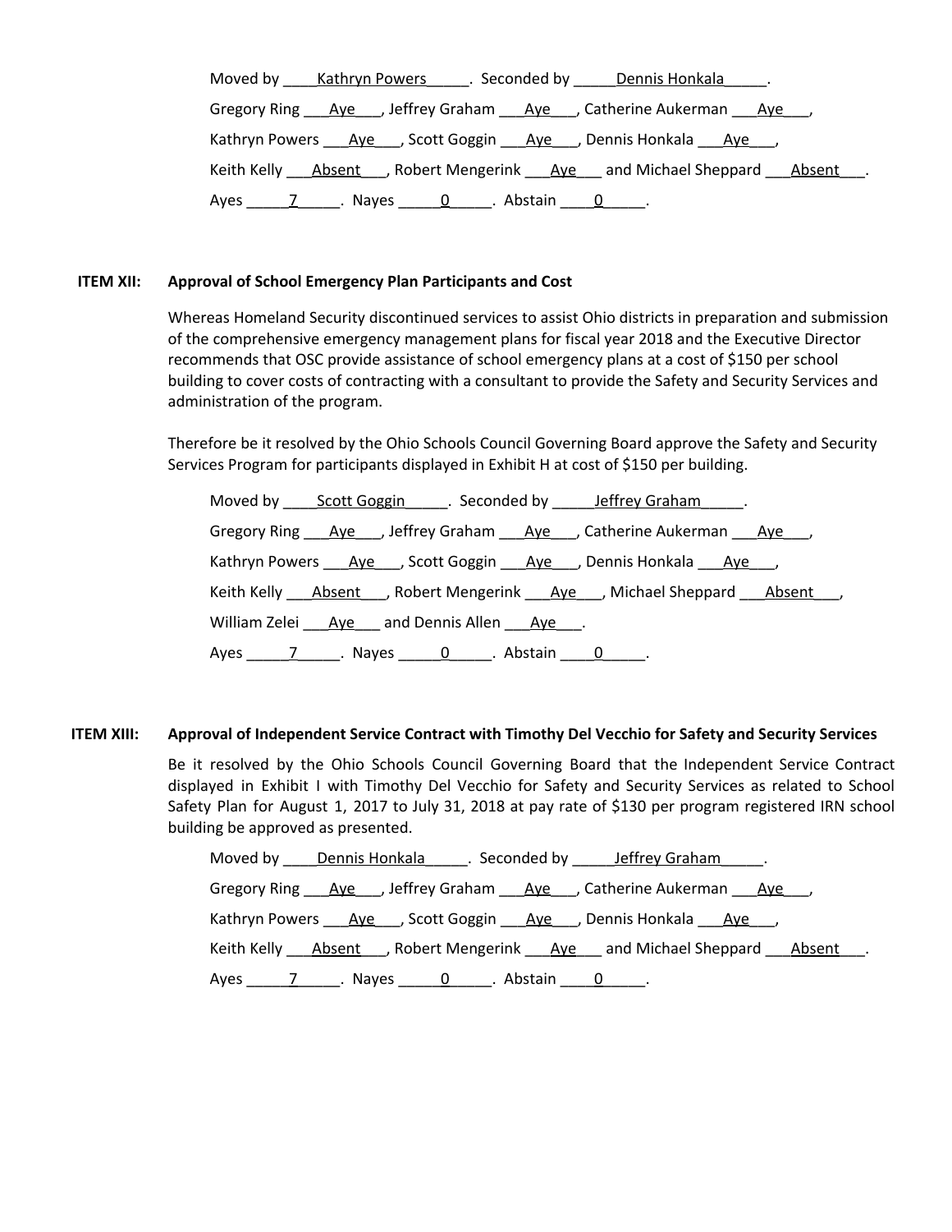Moved by ____Kathryn Powers_____. Seconded by _____Dennis Honkala_____.

Gregory Ring ___Aye___, Jeffrey Graham ___Aye___, Catherine Aukerman ___Aye___,

Kathryn Powers ___Aye___, Scott Goggin ___Aye___, Dennis Honkala ___Aye___,

Keith Kelly ___Absent___, Robert Mengerink ___Aye___ and Michael Sheppard ___Absent___.

Ayes _____7_____. Nayes _____0_____. Abstain ____0_____.

**ITEM XII: Approval of School Emergency Plan Participants and Cost**

Whereas Homeland Security discontinued services to assist Ohio districts in preparation and submission of the comprehensive emergency management plans for fiscal year 2018 and the Executive Director recommends that OSC provide assistance of school emergency plans at a cost of $150 per school building to cover costs of contracting with a consultant to provide the Safety and Security Services and administration of the program.

Therefore be it resolved by the Ohio Schools Council Governing Board approve the Safety and Security Services Program for participants displayed in Exhibit H at cost of $150 per building.

Moved by ____Scott Goggin_____. Seconded by _____Jeffrey Graham_____.

Gregory Ring ___Aye___, Jeffrey Graham ___Aye___, Catherine Aukerman ___Aye___,

Kathryn Powers ___Aye___, Scott Goggin ___Aye___, Dennis Honkala ___Aye___,

Keith Kelly ___Absent___, Robert Mengerink ___Aye___, Michael Sheppard ___Absent___,

William Zelei ___Aye___ and Dennis Allen ___Aye___.

Ayes _____7_____. Nayes _____0_____. Abstain ____0_____.

**ITEM XIII: Approval of Independent Service Contract with Timothy Del Vecchio for Safety and Security Services**

Be it resolved by the Ohio Schools Council Governing Board that the Independent Service Contract displayed in Exhibit I with Timothy Del Vecchio for Safety and Security Services as related to School Safety Plan for August 1, 2017 to July 31, 2018 at pay rate of $130 per program registered IRN school building be approved as presented.

Moved by ____Dennis Honkala_____. Seconded by _____Jeffrey Graham_____.

Gregory Ring ___Aye___, Jeffrey Graham ___Aye___, Catherine Aukerman ___Aye___,

Kathryn Powers ___Aye___, Scott Goggin ___Aye___, Dennis Honkala ___Aye___,

Keith Kelly ___Absent___, Robert Mengerink ___Aye___ and Michael Sheppard ___Absent___.

Ayes _____7_____. Nayes _____0_____. Abstain ____0_____.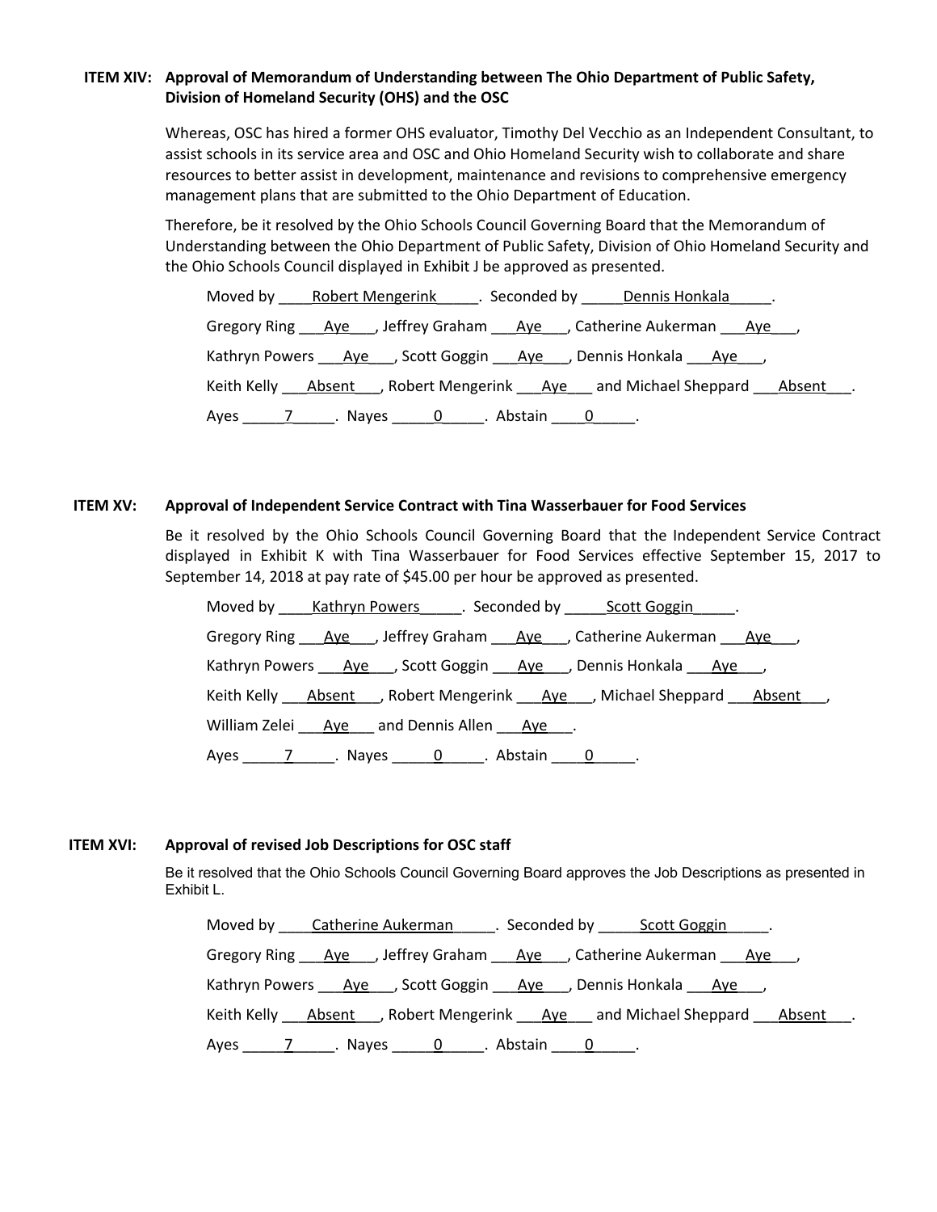**ITEM XIV: Approval of Memorandum of Understanding between The Ohio Department of Public Safety, Division of Homeland Security (OHS) and the OSC**

Whereas, OSC has hired a former OHS evaluator, Timothy Del Vecchio as an Independent Consultant, to assist schools in its service area and OSC and Ohio Homeland Security wish to collaborate and share resources to better assist in development, maintenance and revisions to comprehensive emergency management plans that are submitted to the Ohio Department of Education.

Therefore, be it resolved by the Ohio Schools Council Governing Board that the Memorandum of Understanding between the Ohio Department of Public Safety, Division of Ohio Homeland Security and the Ohio Schools Council displayed in Exhibit J be approved as presented.

Moved by Robert Mengerink. Seconded by Dennis Honkala.

Gregory Ring Aye, Jeffrey Graham Aye, Catherine Aukerman Aye,

Kathryn Powers Aye, Scott Goggin Aye, Dennis Honkala Aye,

Keith Kelly Absent, Robert Mengerink Aye and Michael Sheppard Absent.

Ayes 7. Nayes 0. Abstain 0.

**ITEM XV: Approval of Independent Service Contract with Tina Wasserbauer for Food Services**

Be it resolved by the Ohio Schools Council Governing Board that the Independent Service Contract displayed in Exhibit K with Tina Wasserbauer for Food Services effective September 15, 2017 to September 14, 2018 at pay rate of $45.00 per hour be approved as presented.

Moved by Kathryn Powers. Seconded by Scott Goggin.

Gregory Ring Aye, Jeffrey Graham Aye, Catherine Aukerman Aye,

Kathryn Powers Aye, Scott Goggin Aye, Dennis Honkala Aye,

Keith Kelly Absent, Robert Mengerink Aye, Michael Sheppard Absent,

William Zelei Aye and Dennis Allen Aye.

Ayes 7. Nayes 0. Abstain 0.

**ITEM XVI: Approval of revised Job Descriptions for OSC staff**

Be it resolved that the Ohio Schools Council Governing Board approves the Job Descriptions as presented in Exhibit L.

Moved by Catherine Aukerman. Seconded by Scott Goggin.

Gregory Ring Aye, Jeffrey Graham Aye, Catherine Aukerman Aye,

Kathryn Powers Aye, Scott Goggin Aye, Dennis Honkala Aye,

Keith Kelly Absent, Robert Mengerink Aye and Michael Sheppard Absent.

Ayes 7. Nayes 0. Abstain 0.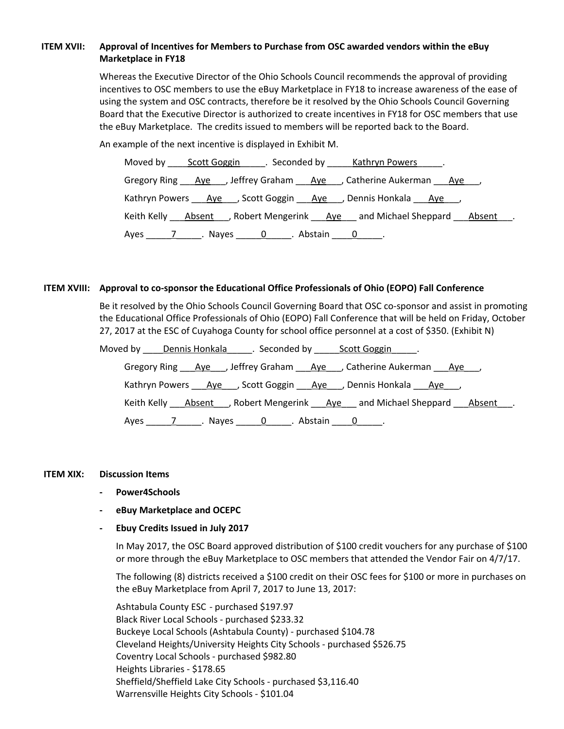**ITEM XVII: Approval of Incentives for Members to Purchase from OSC awarded vendors within the eBuy Marketplace in FY18**

Whereas the Executive Director of the Ohio Schools Council recommends the approval of providing incentives to OSC members to use the eBuy Marketplace in FY18 to increase awareness of the ease of using the system and OSC contracts, therefore be it resolved by the Ohio Schools Council Governing Board that the Executive Director is authorized to create incentives in FY18 for OSC members that use the eBuy Marketplace. The credits issued to members will be reported back to the Board.

An example of the next incentive is displayed in Exhibit M.

Moved by ____Scott Goggin_____. Seconded by _____Kathryn Powers_____.

Gregory Ring ___Aye___, Jeffrey Graham ___Aye___, Catherine Aukerman ___Aye___,

Kathryn Powers ___Aye___, Scott Goggin ___Aye___, Dennis Honkala ___Aye___,

Keith Kelly ___Absent___, Robert Mengerink ___Aye___ and Michael Sheppard ___Absent___.

Ayes _____7_____. Nayes _____0_____. Abstain ____0_____.

**ITEM XVIII: Approval to co-sponsor the Educational Office Professionals of Ohio (EOPO) Fall Conference**

Be it resolved by the Ohio Schools Council Governing Board that OSC co-sponsor and assist in promoting the Educational Office Professionals of Ohio (EOPO) Fall Conference that will be held on Friday, October 27, 2017 at the ESC of Cuyahoga County for school office personnel at a cost of $350. (Exhibit N)

Moved by ____Dennis Honkala_____. Seconded by _____Scott Goggin_____.

Gregory Ring ___Aye___, Jeffrey Graham ___Aye___, Catherine Aukerman ___Aye___,

Kathryn Powers ___Aye___, Scott Goggin ___Aye___, Dennis Honkala ___Aye___,

Keith Kelly ___Absent___, Robert Mengerink ___Aye___ and Michael Sheppard ___Absent___.

Ayes _____7_____. Nayes _____0_____. Abstain ____0_____.

**ITEM XIX: Discussion Items**

- **Power4Schools**
- **eBuy Marketplace and OCEPC**
- **Ebuy Credits Issued in July 2017**

  In May 2017, the OSC Board approved distribution of $100 credit vouchers for any purchase of $100 or more through the eBuy Marketplace to OSC members that attended the Vendor Fair on 4/7/17.

  The following (8) districts received a $100 credit on their OSC fees for $100 or more in purchases on the eBuy Marketplace from April 7, 2017 to June 13, 2017:

  Ashtabula County ESC - purchased $197.97
  Black River Local Schools - purchased $233.32
  Buckeye Local Schools (Ashtabula County) - purchased $104.78
  Cleveland Heights/University Heights City Schools - purchased $526.75
  Coventry Local Schools - purchased $982.80
  Heights Libraries - $178.65
  Sheffield/Sheffield Lake City Schools - purchased $3,116.40
  Warrensville Heights City Schools - $101.04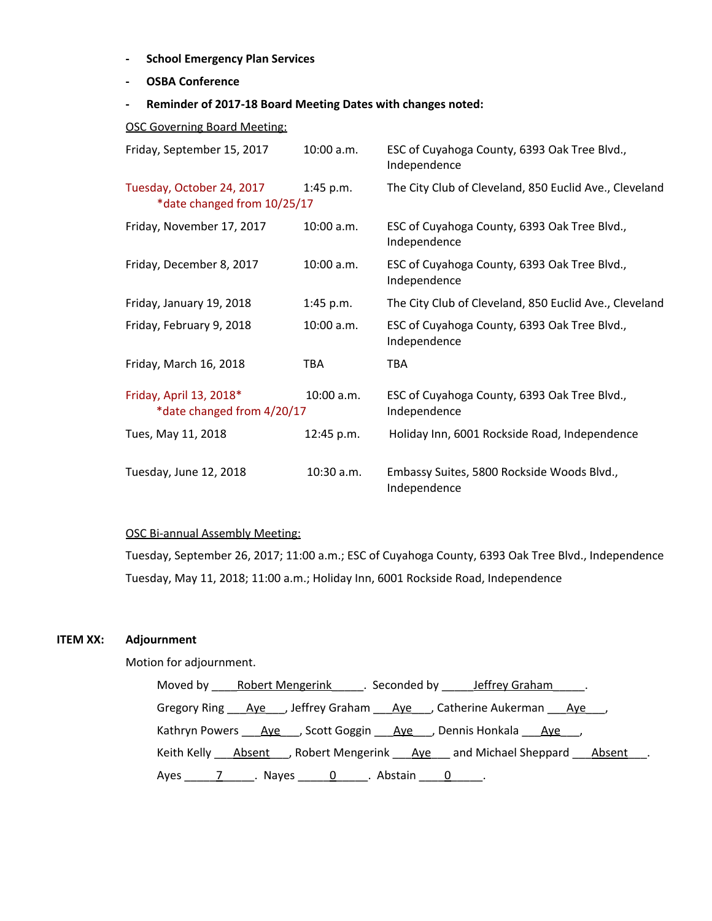- **School Emergency Plan Services**
- **OSBA Conference**
- **Reminder of 2017-18 Board Meeting Dates with changes noted:**

OSC Governing Board Meeting:

| Date | Time | Location |
|---|---|---|
| Friday, September 15, 2017 | 10:00 a.m. | ESC of Cuyahoga County, 6393 Oak Tree Blvd., Independence |
| Tuesday, October 24, 2017 *date changed from 10/25/17 | 1:45 p.m. | The City Club of Cleveland, 850 Euclid Ave., Cleveland |
| Friday, November 17, 2017 | 10:00 a.m. | ESC of Cuyahoga County, 6393 Oak Tree Blvd., Independence |
| Friday, December 8, 2017 | 10:00 a.m. | ESC of Cuyahoga County, 6393 Oak Tree Blvd., Independence |
| Friday, January 19, 2018 | 1:45 p.m. | The City Club of Cleveland, 850 Euclid Ave., Cleveland |
| Friday, February 9, 2018 | 10:00 a.m. | ESC of Cuyahoga County, 6393 Oak Tree Blvd., Independence |
| Friday, March 16, 2018 | TBA | TBA |
| Friday, April 13, 2018* *date changed from 4/20/17 | 10:00 a.m. | ESC of Cuyahoga County, 6393 Oak Tree Blvd., Independence |
| Tues, May 11, 2018 | 12:45 p.m. | Holiday Inn, 6001 Rockside Road, Independence |
| Tuesday, June 12, 2018 | 10:30 a.m. | Embassy Suites, 5800 Rockside Woods Blvd., Independence |

OSC Bi-annual Assembly Meeting:

Tuesday, September 26, 2017; 11:00 a.m.; ESC of Cuyahoga County, 6393 Oak Tree Blvd., Independence

Tuesday, May 11, 2018; 11:00 a.m.; Holiday Inn, 6001 Rockside Road, Independence

**ITEM XX: Adjournment**

Motion for adjournment.

Moved by \_\_\_\_Robert Mengerink\_\_\_\_\_. Seconded by \_\_\_\_\_Jeffrey Graham\_\_\_\_\_.

Gregory Ring \_\_\_Aye\_\_\_, Jeffrey Graham \_\_\_Aye\_\_\_, Catherine Aukerman \_\_\_Aye\_\_\_,

Kathryn Powers \_\_\_Aye\_\_\_, Scott Goggin \_\_\_Aye\_\_\_, Dennis Honkala \_\_\_Aye\_\_\_,

Keith Kelly \_\_\_Absent\_\_\_, Robert Mengerink \_\_\_Aye\_\_\_ and Michael Sheppard \_\_\_Absent\_\_\_.

Ayes \_\_\_\_\_7\_\_\_\_\_. Nayes \_\_\_\_\_0\_\_\_\_\_. Abstain \_\_\_\_0\_\_\_\_\_.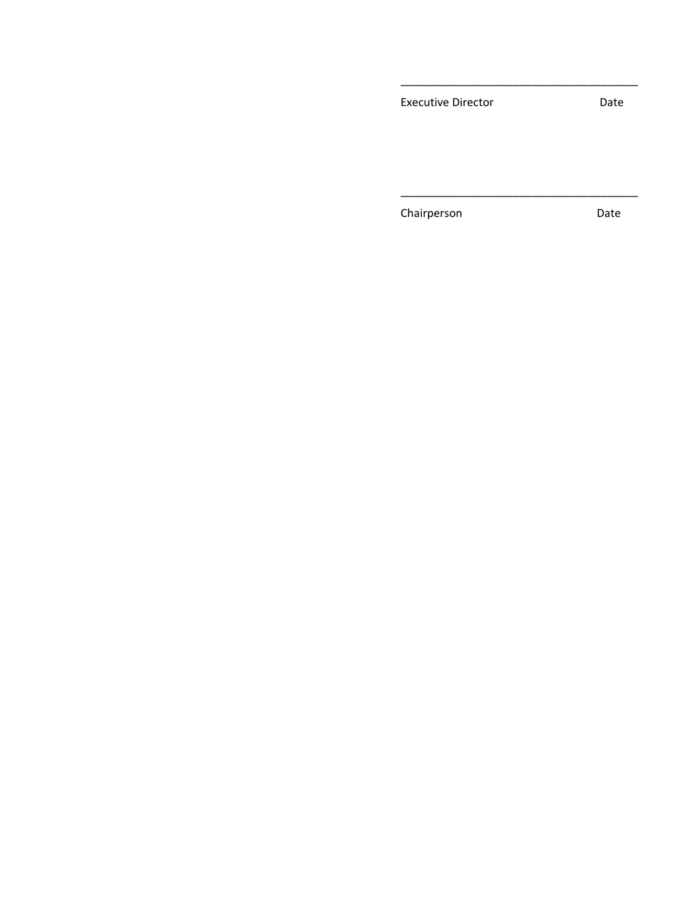\_\_\_\_\_\_\_\_\_\_\_\_\_\_\_\_\_\_\_\_\_\_\_\_\_\_\_\_\_\_\_\_\_\_\_\_\_\_\_\_

Executive Director Date

\_\_\_\_\_\_\_\_\_\_\_\_\_\_\_\_\_\_\_\_\_\_\_\_\_\_\_\_\_\_\_\_\_\_\_\_\_\_\_\_

Chairperson Date